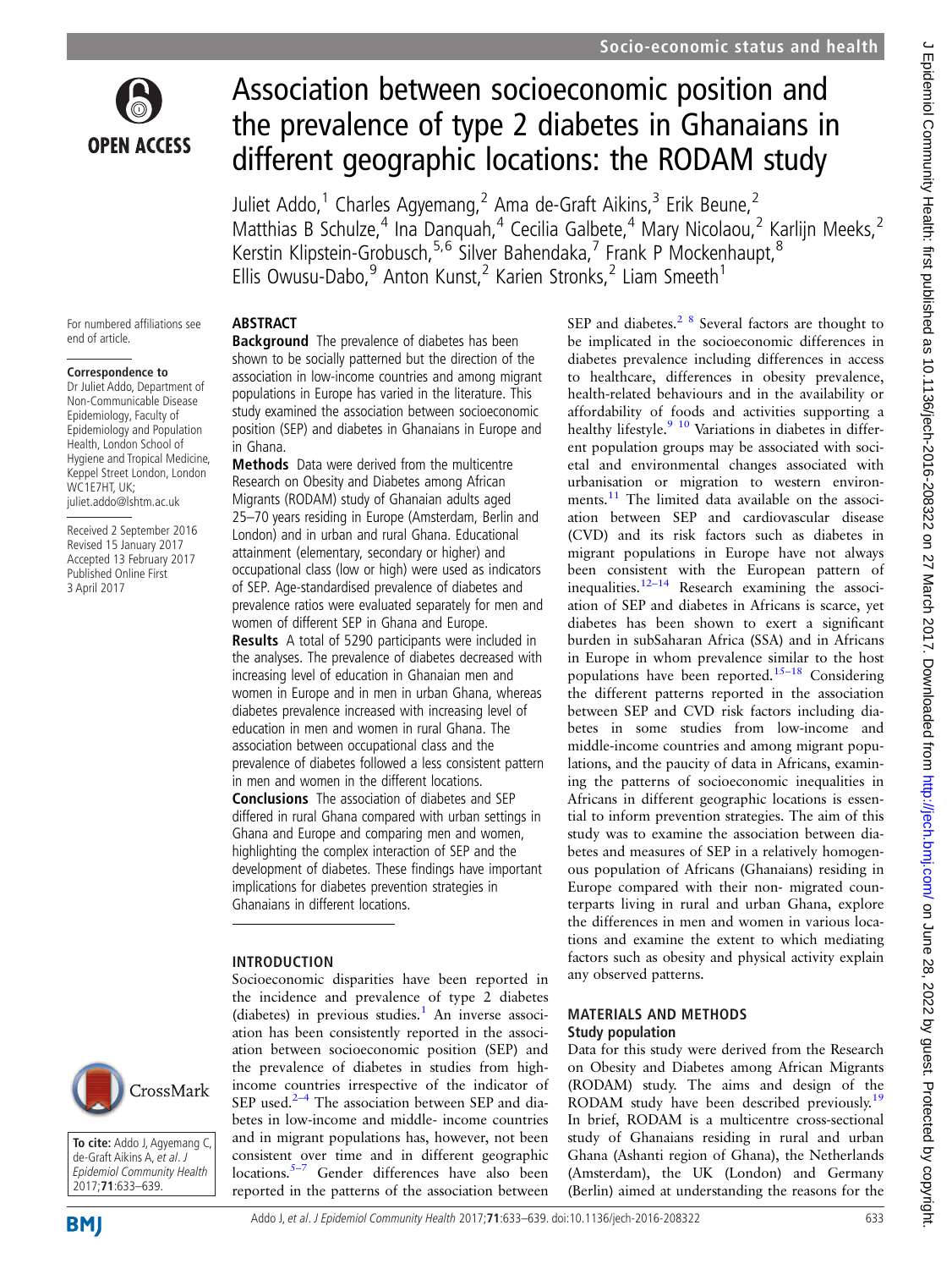# Association between socioeconomic position and the prevalence of type 2 diabetes in Ghanaians in different geographic locations: the RODAM study

Juliet Addo,[1] Charles Agyemang,[2] Ama de-Graft Aikins,[3] Erik Beune,[2] Matthias B Schulze,[4] Ina Danquah,[4] Cecilia Galbete,[4] Mary Nicolaou,[2] Karlijn Meeks,[2] Kerstin Klipstein-Grobusch,[5,6] Silver Bahendaka,[7] Frank P Mockenhaupt,[8] Ellis Owusu-Dabo,[9] Anton Kunst,[2] Karien Stronks,[2] Liam Smeeth[1]

For numbered affiliations see end of article.

**Correspondence to**
Dr Juliet Addo, Department of Non-Communicable Disease Epidemiology, Faculty of Epidemiology and Population Health, London School of Hygiene and Tropical Medicine, Keppel Street London, London WC1E7HT, UK; juliet.addo@lshtm.ac.uk

Received 2 September 2016
Revised 15 January 2017
Accepted 13 February 2017
Published Online First 3 April 2017

## ABSTRACT

**Background** The prevalence of diabetes has been shown to be socially patterned but the direction of the association in low-income countries and among migrant populations in Europe has varied in the literature. This study examined the association between socioeconomic position (SEP) and diabetes in Ghanaians in Europe and in Ghana.

**Methods** Data were derived from the multicentre Research on Obesity and Diabetes among African Migrants (RODAM) study of Ghanaian adults aged 25–70 years residing in Europe (Amsterdam, Berlin and London) and in urban and rural Ghana. Educational attainment (elementary, secondary or higher) and occupational class (low or high) were used as indicators of SEP. Age-standardised prevalence of diabetes and prevalence ratios were evaluated separately for men and women of different SEP in Ghana and Europe.

**Results** A total of 5290 participants were included in the analyses. The prevalence of diabetes decreased with increasing level of education in Ghanaian men and women in Europe and in men in urban Ghana, whereas diabetes prevalence increased with increasing level of education in men and women in rural Ghana. The association between occupational class and the prevalence of diabetes followed a less consistent pattern in men and women in the different locations.

**Conclusions** The association of diabetes and SEP differed in rural Ghana compared with urban settings in Ghana and Europe and comparing men and women, highlighting the complex interaction of SEP and the development of diabetes. These findings have important implications for diabetes prevention strategies in Ghanaians in different locations.

## INTRODUCTION

Socioeconomic disparities have been reported in the incidence and prevalence of type 2 diabetes (diabetes) in previous studies.[1] An inverse association has been consistently reported in the association between socioeconomic position (SEP) and the prevalence of diabetes in studies from high-income countries irrespective of the indicator of SEP used.[2–4] The association between SEP and diabetes in low-income and middle- income countries and in migrant populations has, however, not been consistent over time and in different geographic locations.[5–7] Gender differences have also been reported in the patterns of the association between SEP and diabetes.[2,8] Several factors are thought to be implicated in the socioeconomic differences in diabetes prevalence including differences in access to healthcare, differences in obesity prevalence, health-related behaviours and in the availability or affordability of foods and activities supporting a healthy lifestyle.[9,10] Variations in diabetes in different population groups may be associated with societal and environmental changes associated with urbanisation or migration to western environments.[11] The limited data available on the association between SEP and cardiovascular disease (CVD) and its risk factors such as diabetes in migrant populations in Europe have not always been consistent with the European pattern of inequalities.[12–14] Research examining the association of SEP and diabetes in Africans is scarce, yet diabetes has been shown to exert a significant burden in subSaharan Africa (SSA) and in Africans in Europe in whom prevalence similar to the host populations have been reported.[15–18] Considering the different patterns reported in the association between SEP and CVD risk factors including diabetes in some studies from low-income and middle-income countries and among migrant populations, and the paucity of data in Africans, examining the patterns of socioeconomic inequalities in Africans in different geographic locations is essential to inform prevention strategies. The aim of this study was to examine the association between diabetes and measures of SEP in a relatively homogenous population of Africans (Ghanaians) residing in Europe compared with their non- migrated counterparts living in rural and urban Ghana, explore the differences in men and women in various locations and examine the extent to which mediating factors such as obesity and physical activity explain any observed patterns.

## MATERIALS AND METHODS

### Study population

Data for this study were derived from the Research on Obesity and Diabetes among African Migrants (RODAM) study. The aims and design of the RODAM study have been described previously.[19] In brief, RODAM is a multicentre cross-sectional study of Ghanaians residing in rural and urban Ghana (Ashanti region of Ghana), the Netherlands (Amsterdam), the UK (London) and Germany (Berlin) aimed at understanding the reasons for the

**To cite:** Addo J, Agyemang C, de-Graft Aikins A, et al. J Epidemiol Community Health 2017;71:633–639.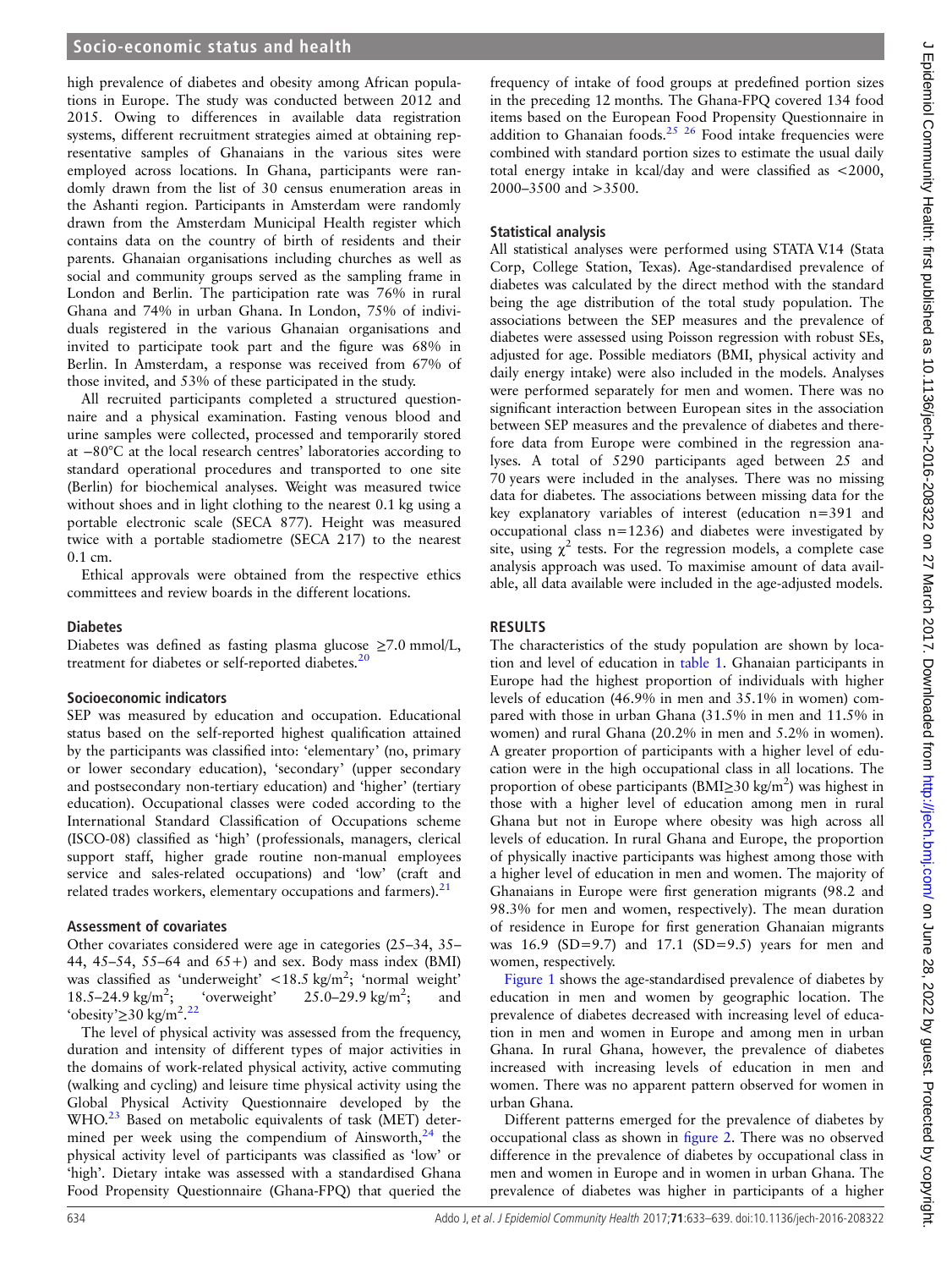high prevalence of diabetes and obesity among African populations in Europe. The study was conducted between 2012 and 2015. Owing to differences in available data registration systems, different recruitment strategies aimed at obtaining representative samples of Ghanaians in the various sites were employed across locations. In Ghana, participants were randomly drawn from the list of 30 census enumeration areas in the Ashanti region. Participants in Amsterdam were randomly drawn from the Amsterdam Municipal Health register which contains data on the country of birth of residents and their parents. Ghanaian organisations including churches as well as social and community groups served as the sampling frame in London and Berlin. The participation rate was 76% in rural Ghana and 74% in urban Ghana. In London, 75% of individuals registered in the various Ghanaian organisations and invited to participate took part and the figure was 68% in Berlin. In Amsterdam, a response was received from 67% of those invited, and 53% of these participated in the study.

All recruited participants completed a structured questionnaire and a physical examination. Fasting venous blood and urine samples were collected, processed and temporarily stored at −80°C at the local research centres' laboratories according to standard operational procedures and transported to one site (Berlin) for biochemical analyses. Weight was measured twice without shoes and in light clothing to the nearest 0.1 kg using a portable electronic scale (SECA 877). Height was measured twice with a portable stadiometre (SECA 217) to the nearest 0.1 cm.

Ethical approvals were obtained from the respective ethics committees and review boards in the different locations.

### Diabetes

Diabetes was defined as fasting plasma glucose ≥7.0 mmol/L, treatment for diabetes or self-reported diabetes.[20]

### Socioeconomic indicators

SEP was measured by education and occupation. Educational status based on the self-reported highest qualification attained by the participants was classified into: 'elementary' (no, primary or lower secondary education), 'secondary' (upper secondary and postsecondary non-tertiary education) and 'higher' (tertiary education). Occupational classes were coded according to the International Standard Classification of Occupations scheme (ISCO-08) classified as 'high' (professionals, managers, clerical support staff, higher grade routine non-manual employees service and sales-related occupations) and 'low' (craft and related trades workers, elementary occupations and farmers).[21]

### Assessment of covariates

Other covariates considered were age in categories (25–34, 35–44, 45–54, 55–64 and 65+) and sex. Body mass index (BMI) was classified as 'underweight' <18.5 kg/m$^2$; 'normal weight' 18.5–24.9 kg/m$^2$; 'overweight' 25.0–29.9 kg/m$^2$; and 'obesity'≥30 kg/m$^2$.[22]

The level of physical activity was assessed from the frequency, duration and intensity of different types of major activities in the domains of work-related physical activity, active commuting (walking and cycling) and leisure time physical activity using the Global Physical Activity Questionnaire developed by the WHO.[23] Based on metabolic equivalents of task (MET) determined per week using the compendium of Ainsworth,[24] the physical activity level of participants was classified as 'low' or 'high'. Dietary intake was assessed with a standardised Ghana Food Propensity Questionnaire (Ghana-FPQ) that queried the frequency of intake of food groups at predefined portion sizes in the preceding 12 months. The Ghana-FPQ covered 134 food items based on the European Food Propensity Questionnaire in addition to Ghanaian foods.[25 26] Food intake frequencies were combined with standard portion sizes to estimate the usual daily total energy intake in kcal/day and were classified as <2000, 2000–3500 and >3500.

### Statistical analysis

All statistical analyses were performed using STATA V.14 (Stata Corp, College Station, Texas). Age-standardised prevalence of diabetes was calculated by the direct method with the standard being the age distribution of the total study population. The associations between the SEP measures and the prevalence of diabetes were assessed using Poisson regression with robust SEs, adjusted for age. Possible mediators (BMI, physical activity and daily energy intake) were also included in the models. Analyses were performed separately for men and women. There was no significant interaction between European sites in the association between SEP measures and the prevalence of diabetes and therefore data from Europe were combined in the regression analyses. A total of 5290 participants aged between 25 and 70 years were included in the analyses. There was no missing data for diabetes. The associations between missing data for the key explanatory variables of interest (education n=391 and occupational class n=1236) and diabetes were investigated by site, using $\chi^2$ tests. For the regression models, a complete case analysis approach was used. To maximise amount of data available, all data available were included in the age-adjusted models.

## RESULTS

The characteristics of the study population are shown by location and level of education in table 1. Ghanaian participants in Europe had the highest proportion of individuals with higher levels of education (46.9% in men and 35.1% in women) compared with those in urban Ghana (31.5% in men and 11.5% in women) and rural Ghana (20.2% in men and 5.2% in women). A greater proportion of participants with a higher level of education were in the high occupational class in all locations. The proportion of obese participants (BMI≥30 kg/m$^2$) was highest in those with a higher level of education among men in rural Ghana but not in Europe where obesity was high across all levels of education. In rural Ghana and Europe, the proportion of physically inactive participants was highest among those with a higher level of education in men and women. The majority of Ghanaians in Europe were first generation migrants (98.2 and 98.3% for men and women, respectively). The mean duration of residence in Europe for first generation Ghanaian migrants was 16.9 (SD=9.7) and 17.1 (SD=9.5) years for men and women, respectively.

Figure 1 shows the age-standardised prevalence of diabetes by education in men and women by geographic location. The prevalence of diabetes decreased with increasing level of education in men and women in Europe and among men in urban Ghana. In rural Ghana, however, the prevalence of diabetes increased with increasing levels of education in men and women. There was no apparent pattern observed for women in urban Ghana.

Different patterns emerged for the prevalence of diabetes by occupational class as shown in figure 2. There was no observed difference in the prevalence of diabetes by occupational class in men and women in Europe and in women in urban Ghana. The prevalence of diabetes was higher in participants of a higher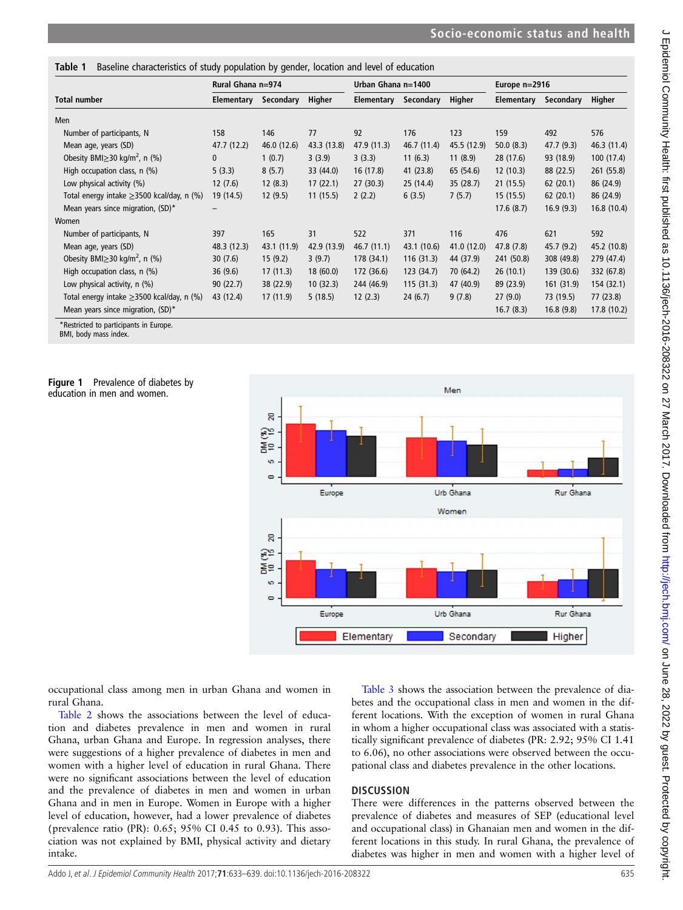Table 1 Baseline characteristics of study population by gender, location and level of education

| Total number | Rural Ghana n=974 | | | Urban Ghana n=1400 | | | Europe n=2916 | | |
|---|---|---|---|---|---|---|---|---|---|
| | Elementary | Secondary | Higher | Elementary | Secondary | Higher | Elementary | Secondary | Higher |
| Men | | | | | | | | | |
| Number of participants, N | 158 | 146 | 77 | 92 | 176 | 123 | 159 | 492 | 576 |
| Mean age, years (SD) | 47.7 (12.2) | 46.0 (12.6) | 43.3 (13.8) | 47.9 (11.3) | 46.7 (11.4) | 45.5 (12.9) | 50.0 (8.3) | 47.7 (9.3) | 46.3 (11.4) |
| Obesity BMI≥30 kg/m$^2$, n (%) | 0 | 1 (0.7) | 3 (3.9) | 3 (3.3) | 11 (6.3) | 11 (8.9) | 28 (17.6) | 93 (18.9) | 100 (17.4) |
| High occupation class, n (%) | 5 (3.3) | 8 (5.7) | 33 (44.0) | 16 (17.8) | 41 (23.8) | 65 (54.6) | 12 (10.3) | 88 (22.5) | 261 (55.8) |
| Low physical activity (%) | 12 (7.6) | 12 (8.3) | 17 (22.1) | 27 (30.3) | 25 (14.4) | 35 (28.7) | 21 (15.5) | 62 (20.1) | 86 (24.9) |
| Total energy intake ≥3500 kcal/day, n (%) | 19 (14.5) | 12 (9.5) | 11 (15.5) | 2 (2.2) | 6 (3.5) | 7 (5.7) | 15 (15.5) | 62 (20.1) | 86 (24.9) |
| Mean years since migration, (SD)* | – | | | | | | 17.6 (8.7) | 16.9 (9.3) | 16.8 (10.4) |
| Women | | | | | | | | | |
| Number of participants, N | 397 | 165 | 31 | 522 | 371 | 116 | 476 | 621 | 592 |
| Mean age, years (SD) | 48.3 (12.3) | 43.1 (11.9) | 42.9 (13.9) | 46.7 (11.1) | 43.1 (10.6) | 41.0 (12.0) | 47.8 (7.8) | 45.7 (9.2) | 45.2 (10.8) |
| Obesity BMI≥30 kg/m$^2$, n (%) | 30 (7.6) | 15 (9.2) | 3 (9.7) | 178 (34.1) | 116 (31.3) | 44 (37.9) | 241 (50.8) | 308 (49.8) | 279 (47.4) |
| High occupation class, n (%) | 36 (9.6) | 17 (11.3) | 18 (60.0) | 172 (36.6) | 123 (34.7) | 70 (64.2) | 26 (10.1) | 139 (30.6) | 332 (67.8) |
| Low physical activity, n (%) | 90 (22.7) | 38 (22.9) | 10 (32.3) | 244 (46.9) | 115 (31.3) | 47 (40.9) | 89 (23.9) | 161 (31.9) | 154 (32.1) |
| Total energy intake ≥3500 kcal/day, n (%) | 43 (12.4) | 17 (11.9) | 5 (18.5) | 12 (2.3) | 24 (6.7) | 9 (7.8) | 27 (9.0) | 73 (19.5) | 77 (23.8) |
| Mean years since migration, (SD)* | | | | | | | 16.7 (8.3) | 16.8 (9.8) | 17.8 (10.2) |

*Restricted to participants in Europe.
BMI, body mass index.

**Figure 1** Prevalence of diabetes by education in men and women.

occupational class among men in urban Ghana and women in rural Ghana.

Table 2 shows the associations between the level of education and diabetes prevalence in men and women in rural Ghana, urban Ghana and Europe. In regression analyses, there were suggestions of a higher prevalence of diabetes in men and women with a higher level of education in rural Ghana. There were no significant associations between the level of education and the prevalence of diabetes in men and women in urban Ghana and in men in Europe. Women in Europe with a higher level of education, however, had a lower prevalence of diabetes (prevalence ratio (PR): 0.65; 95% CI 0.45 to 0.93). This association was not explained by BMI, physical activity and dietary intake.

Table 3 shows the association between the prevalence of diabetes and the occupational class in men and women in the different locations. With the exception of women in rural Ghana in whom a higher occupational class was associated with a statistically significant prevalence of diabetes (PR: 2.92; 95% CI 1.41 to 6.06), no other associations were observed between the occupational class and diabetes prevalence in the other locations.

## DISCUSSION

There were differences in the patterns observed between the prevalence of diabetes and measures of SEP (educational level and occupational class) in Ghanaian men and women in the different locations in this study. In rural Ghana, the prevalence of diabetes was higher in men and women with a higher level of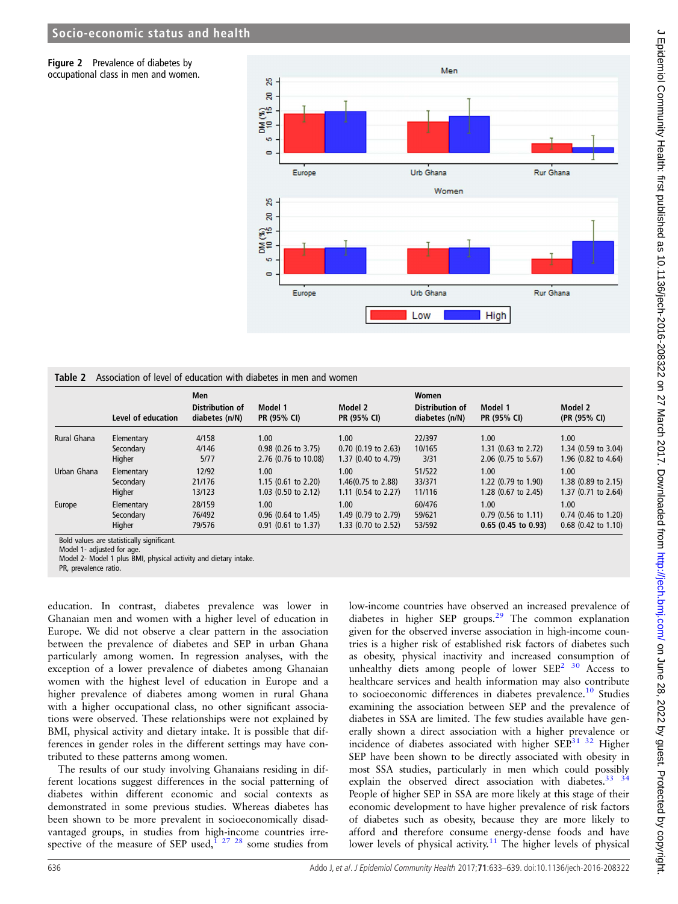Figure 2 Prevalence of diabetes by occupational class in men and women.

Table 2 Association of level of education with diabetes in men and women

| | Level of education | Men Distribution of diabetes (n/N) | Model 1 PR (95% CI) | Model 2 PR (95% CI) | Women Distribution of diabetes (n/N) | Model 1 PR (95% CI) | Model 2 (PR (95% CI) |
|---|---|---|---|---|---|---|---|
| Rural Ghana | Elementary | 4/158 | 1.00 | 1.00 | 22/397 | 1.00 | 1.00 |
| | Secondary | 4/146 | 0.98 (0.26 to 3.75) | 0.70 (0.19 to 2.63) | 10/165 | 1.31 (0.63 to 2.72) | 1.34 (0.59 to 3.04) |
| | Higher | 5/77 | 2.76 (0.76 to 10.08) | 1.37 (0.40 to 4.79) | 3/31 | 2.06 (0.75 to 5.67) | 1.96 (0.82 to 4.64) |
| Urban Ghana | Elementary | 12/92 | 1.00 | 1.00 | 51/522 | 1.00 | 1.00 |
| | Secondary | 21/176 | 1.15 (0.61 to 2.20) | 1.46(0.75 to 2.88) | 33/371 | 1.22 (0.79 to 1.90) | 1.38 (0.89 to 2.15) |
| | Higher | 13/123 | 1.03 (0.50 to 2.12) | 1.11 (0.54 to 2.27) | 11/116 | 1.28 (0.67 to 2.45) | 1.37 (0.71 to 2.64) |
| Europe | Elementary | 28/159 | 1.00 | 1.00 | 60/476 | 1.00 | 1.00 |
| | Secondary | 76/492 | 0.96 (0.64 to 1.45) | 1.49 (0.79 to 2.79) | 59/621 | 0.79 (0.56 to 1.11) | 0.74 (0.46 to 1.20) |
| | Higher | 79/576 | 0.91 (0.61 to 1.37) | 1.33 (0.70 to 2.52) | 53/592 | **0.65 (0.45 to 0.93)** | 0.68 (0.42 to 1.10) |

Bold values are statistically significant.
Model 1- adjusted for age.
Model 2- Model 1 plus BMI, physical activity and dietary intake.
PR, prevalence ratio.

education. In contrast, diabetes prevalence was lower in Ghanaian men and women with a higher level of education in Europe. We did not observe a clear pattern in the association between the prevalence of diabetes and SEP in urban Ghana particularly among women. In regression analyses, with the exception of a lower prevalence of diabetes among Ghanaian women with the highest level of education in Europe and a higher prevalence of diabetes among women in rural Ghana with a higher occupational class, no other significant associations were observed. These relationships were not explained by BMI, physical activity and dietary intake. It is possible that differences in gender roles in the different settings may have contributed to these patterns among women.

The results of our study involving Ghanaians residing in different locations suggest differences in the social patterning of diabetes within different economic and social contexts as demonstrated in some previous studies. Whereas diabetes has been shown to be more prevalent in socioeconomically disadvantaged groups, in studies from high-income countries irrespective of the measure of SEP used,[1 27 28] some studies from low-income countries have observed an increased prevalence of diabetes in higher SEP groups.[29] The common explanation given for the observed inverse association in high-income countries is a higher risk of established risk factors of diabetes such as obesity, physical inactivity and increased consumption of unhealthy diets among people of lower SEP.[2 30] Access to healthcare services and health information may also contribute to socioeconomic differences in diabetes prevalence.[10] Studies examining the association between SEP and the prevalence of diabetes in SSA are limited. The few studies available have generally shown a direct association with a higher prevalence or incidence of diabetes associated with higher SEP.[31 32] Higher SEP have been shown to be directly associated with obesity in most SSA studies, particularly in men which could possibly explain the observed direct association with diabetes.[33 34] People of higher SEP in SSA are more likely at this stage of their economic development to have higher prevalence of risk factors of diabetes such as obesity, because they are more likely to afford and therefore consume energy-dense foods and have lower levels of physical activity.[11] The higher levels of physical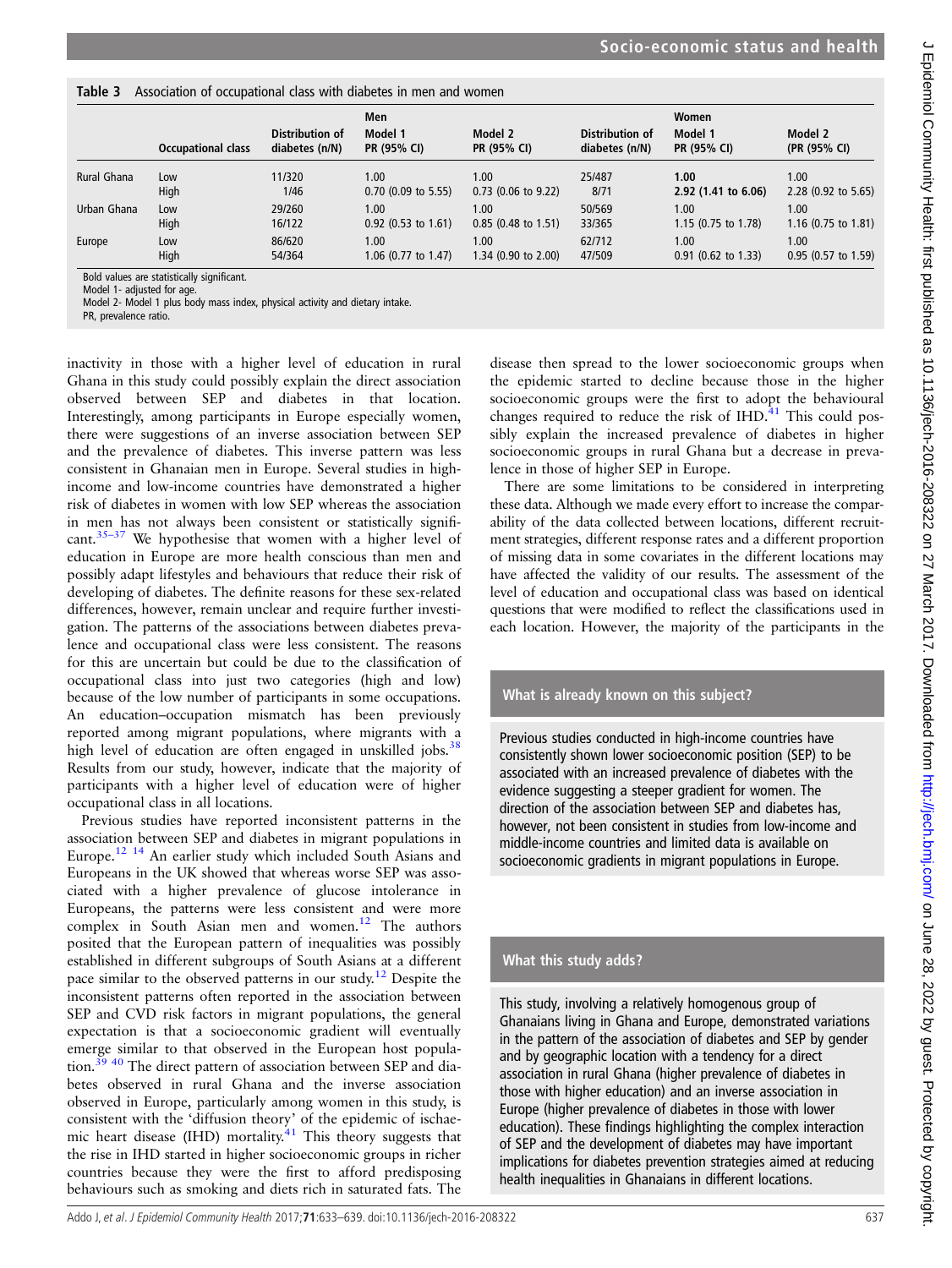Table 3 Association of occupational class with diabetes in men and women

| | Occupational class | Men | | | Women | | |
|---|---|---|---|---|---|---|---|
| | | Distribution of diabetes (n/N) | Model 1 PR (95% CI) | Model 2 PR (95% CI) | Distribution of diabetes (n/N) | Model 1 PR (95% CI) | Model 2 (PR (95% CI) |
| Rural Ghana | Low | 11/320 | 1.00 | 1.00 | 25/487 | **1.00** | 1.00 |
| | High | 1/46 | 0.70 (0.09 to 5.55) | 0.73 (0.06 to 9.22) | 8/71 | **2.92 (1.41 to 6.06)** | 2.28 (0.92 to 5.65) |
| Urban Ghana | Low | 29/260 | 1.00 | 1.00 | 50/569 | 1.00 | 1.00 |
| | High | 16/122 | 0.92 (0.53 to 1.61) | 0.85 (0.48 to 1.51) | 33/365 | 1.15 (0.75 to 1.78) | 1.16 (0.75 to 1.81) |
| Europe | Low | 86/620 | 1.00 | 1.00 | 62/712 | 1.00 | 1.00 |
| | High | 54/364 | 1.06 (0.77 to 1.47) | 1.34 (0.90 to 2.00) | 47/509 | 0.91 (0.62 to 1.33) | 0.95 (0.57 to 1.59) |

Bold values are statistically significant.
Model 1- adjusted for age.
Model 2- Model 1 plus body mass index, physical activity and dietary intake.
PR, prevalence ratio.

inactivity in those with a higher level of education in rural Ghana in this study could possibly explain the direct association observed between SEP and diabetes in that location. Interestingly, among participants in Europe especially women, there were suggestions of an inverse association between SEP and the prevalence of diabetes. This inverse pattern was less consistent in Ghanaian men in Europe. Several studies in high-income and low-income countries have demonstrated a higher risk of diabetes in women with low SEP whereas the association in men has not always been consistent or statistically significant.[35–37] We hypothesise that women with a higher level of education in Europe are more health conscious than men and possibly adapt lifestyles and behaviours that reduce their risk of developing of diabetes. The definite reasons for these sex-related differences, however, remain unclear and require further investigation. The patterns of the associations between diabetes prevalence and occupational class were less consistent. The reasons for this are uncertain but could be due to the classification of occupational class into just two categories (high and low) because of the low number of participants in some occupations. An education–occupation mismatch has been previously reported among migrant populations, where migrants with a high level of education are often engaged in unskilled jobs.[38] Results from our study, however, indicate that the majority of participants with a higher level of education were of higher occupational class in all locations.

Previous studies have reported inconsistent patterns in the association between SEP and diabetes in migrant populations in Europe.[12 14] An earlier study which included South Asians and Europeans in the UK showed that whereas worse SEP was associated with a higher prevalence of glucose intolerance in Europeans, the patterns were less consistent and were more complex in South Asian men and women.[12] The authors posited that the European pattern of inequalities was possibly established in different subgroups of South Asians at a different pace similar to the observed patterns in our study.[12] Despite the inconsistent patterns often reported in the association between SEP and CVD risk factors in migrant populations, the general expectation is that a socioeconomic gradient will eventually emerge similar to that observed in the European host population.[39 40] The direct pattern of association between SEP and diabetes observed in rural Ghana and the inverse association observed in Europe, particularly among women in this study, is consistent with the 'diffusion theory' of the epidemic of ischaemic heart disease (IHD) mortality.[41] This theory suggests that the rise in IHD started in higher socioeconomic groups in richer countries because they were the first to afford predisposing behaviours such as smoking and diets rich in saturated fats. The disease then spread to the lower socioeconomic groups when the epidemic started to decline because those in the higher socioeconomic groups were the first to adopt the behavioural changes required to reduce the risk of IHD.[41] This could possibly explain the increased prevalence of diabetes in higher socioeconomic groups in rural Ghana but a decrease in prevalence in those of higher SEP in Europe.

There are some limitations to be considered in interpreting these data. Although we made every effort to increase the comparability of the data collected between locations, different recruitment strategies, different response rates and a different proportion of missing data in some covariates in the different locations may have affected the validity of our results. The assessment of the level of education and occupational class was based on identical questions that were modified to reflect the classifications used in each location. However, the majority of the participants in the

### What is already known on this subject?

Previous studies conducted in high-income countries have consistently shown lower socioeconomic position (SEP) to be associated with an increased prevalence of diabetes with the evidence suggesting a steeper gradient for women. The direction of the association between SEP and diabetes has, however, not been consistent in studies from low-income and middle-income countries and limited data is available on socioeconomic gradients in migrant populations in Europe.

### What this study adds?

This study, involving a relatively homogenous group of Ghanaians living in Ghana and Europe, demonstrated variations in the pattern of the association of diabetes and SEP by gender and by geographic location with a tendency for a direct association in rural Ghana (higher prevalence of diabetes in those with higher education) and an inverse association in Europe (higher prevalence of diabetes in those with lower education). These findings highlighting the complex interaction of SEP and the development of diabetes may have important implications for diabetes prevention strategies aimed at reducing health inequalities in Ghanaians in different locations.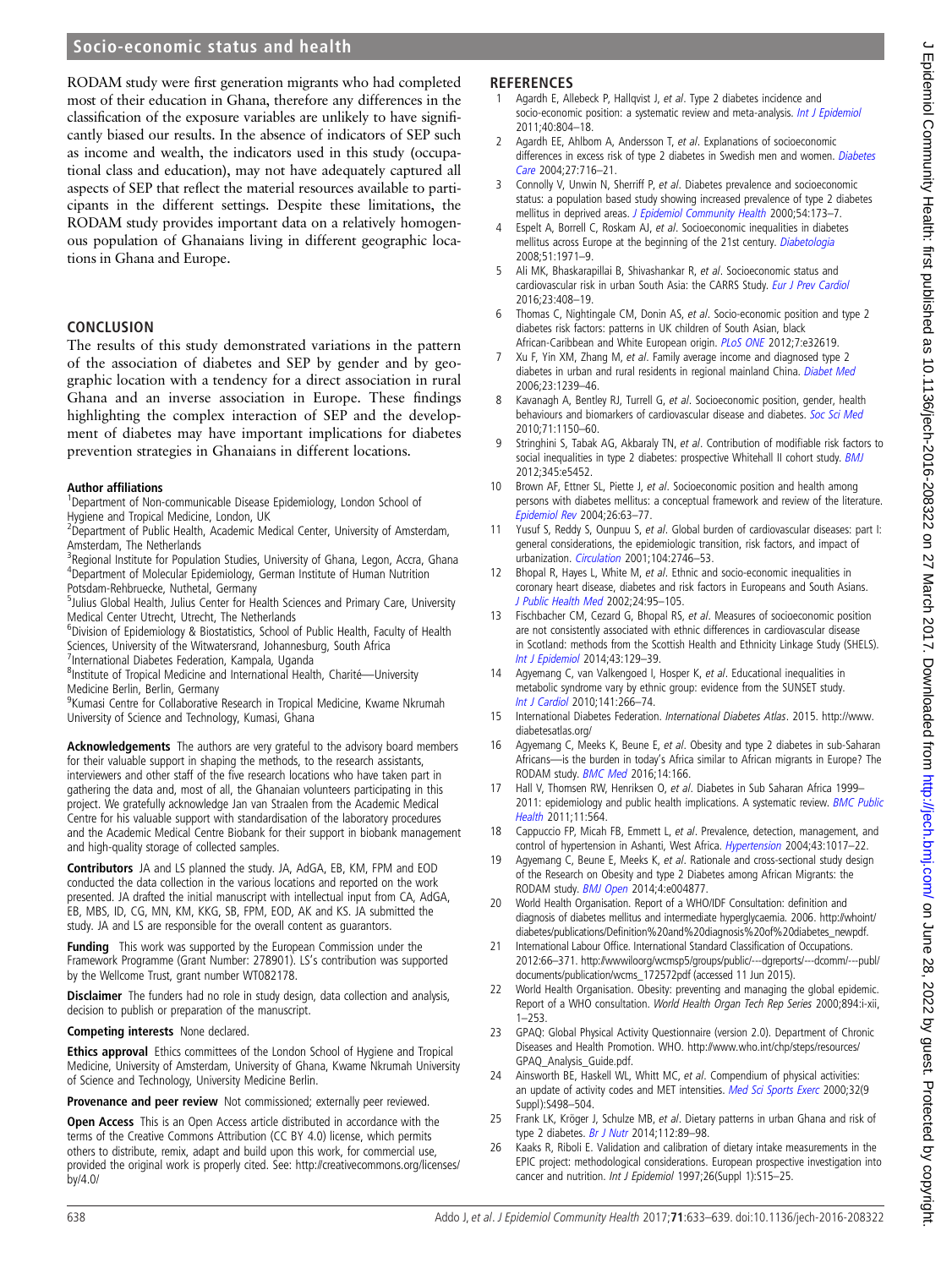RODAM study were first generation migrants who had completed most of their education in Ghana, therefore any differences in the classification of the exposure variables are unlikely to have significantly biased our results. In the absence of indicators of SEP such as income and wealth, the indicators used in this study (occupational class and education), may not have adequately captured all aspects of SEP that reflect the material resources available to participants in the different settings. Despite these limitations, the RODAM study provides important data on a relatively homogenous population of Ghanaians living in different geographic locations in Ghana and Europe.

## CONCLUSION

The results of this study demonstrated variations in the pattern of the association of diabetes and SEP by gender and by geographic location with a tendency for a direct association in rural Ghana and an inverse association in Europe. These findings highlighting the complex interaction of SEP and the development of diabetes may have important implications for diabetes prevention strategies in Ghanaians in different locations.

**Author affiliations**

[1]Department of Non-communicable Disease Epidemiology, London School of Hygiene and Tropical Medicine, London, UK
[2]Department of Public Health, Academic Medical Center, University of Amsterdam, Amsterdam, The Netherlands
[3]Regional Institute for Population Studies, University of Ghana, Legon, Accra, Ghana
[4]Department of Molecular Epidemiology, German Institute of Human Nutrition Potsdam-Rehbruecke, Nuthetal, Germany
[5]Julius Global Health, Julius Center for Health Sciences and Primary Care, University Medical Center Utrecht, Utrecht, The Netherlands
[6]Division of Epidemiology & Biostatistics, School of Public Health, Faculty of Health Sciences, University of the Witwatersrand, Johannesburg, South Africa
[7]International Diabetes Federation, Kampala, Uganda
[8]Institute of Tropical Medicine and International Health, Charité—University Medicine Berlin, Berlin, Germany
[9]Kumasi Centre for Collaborative Research in Tropical Medicine, Kwame Nkrumah University of Science and Technology, Kumasi, Ghana

**Acknowledgements** The authors are very grateful to the advisory board members for their valuable support in shaping the methods, to the research assistants, interviewers and other staff of the five research locations who have taken part in gathering the data and, most of all, the Ghanaian volunteers participating in this project. We gratefully acknowledge Jan van Straalen from the Academic Medical Centre for his valuable support with standardisation of the laboratory procedures and the Academic Medical Centre Biobank for their support in biobank management and high-quality storage of collected samples.

**Contributors** JA and LS planned the study. JA, AdGA, EB, KM, FPM and EOD conducted the data collection in the various locations and reported on the work presented. JA drafted the initial manuscript with intellectual input from CA, AdGA, EB, MBS, ID, CG, MN, KM, KKG, SB, FPM, EOD, AK and KS. JA submitted the study. JA and LS are responsible for the overall content as guarantors.

**Funding** This work was supported by the European Commission under the Framework Programme (Grant Number: 278901). LS's contribution was supported by the Wellcome Trust, grant number WT082178.

**Disclaimer** The funders had no role in study design, data collection and analysis, decision to publish or preparation of the manuscript.

**Competing interests** None declared.

**Ethics approval** Ethics committees of the London School of Hygiene and Tropical Medicine, University of Amsterdam, University of Ghana, Kwame Nkrumah University of Science and Technology, University Medicine Berlin.

**Provenance and peer review** Not commissioned; externally peer reviewed.

**Open Access** This is an Open Access article distributed in accordance with the terms of the Creative Commons Attribution (CC BY 4.0) license, which permits others to distribute, remix, adapt and build upon this work, for commercial use, provided the original work is properly cited. See: http://creativecommons.org/licenses/by/4.0/

## REFERENCES

1. Agardh E, Allebeck P, Hallqvist J, *et al*. Type 2 diabetes incidence and socio-economic position: a systematic review and meta-analysis. *Int J Epidemiol* 2011;40:804–18.
2. Agardh EE, Ahlbom A, Andersson T, *et al*. Explanations of socioeconomic differences in excess risk of type 2 diabetes in Swedish men and women. *Diabetes Care* 2004;27:716–21.
3. Connolly V, Unwin N, Sherriff P, *et al*. Diabetes prevalence and socioeconomic status: a population based study showing increased prevalence of type 2 diabetes mellitus in deprived areas. *J Epidemiol Community Health* 2000;54:173–7.
4. Espelt A, Borrell C, Roskam AJ, *et al*. Socioeconomic inequalities in diabetes mellitus across Europe at the beginning of the 21st century. *Diabetologia* 2008;51:1971–9.
5. Ali MK, Bhaskarapillai B, Shivashankar R, *et al*. Socioeconomic status and cardiovascular risk in urban South Asia: the CARRS Study. *Eur J Prev Cardiol* 2016;23:408–19.
6. Thomas C, Nightingale CM, Donin AS, *et al*. Socio-economic position and type 2 diabetes risk factors: patterns in UK children of South Asian, black African-Caribbean and White European origin. *PLoS ONE* 2012;7:e32619.
7. Xu F, Yin XM, Zhang M, *et al*. Family average income and diagnosed type 2 diabetes in urban and rural residents in regional mainland China. *Diabet Med* 2006;23:1239–46.
8. Kavanagh A, Bentley RJ, Turrell G, *et al*. Socioeconomic position, gender, health behaviours and biomarkers of cardiovascular disease and diabetes. *Soc Sci Med* 2010;71:1150–60.
9. Stringhini S, Tabak AG, Akbaraly TN, *et al*. Contribution of modifiable risk factors to social inequalities in type 2 diabetes: prospective Whitehall II cohort study. *BMJ* 2012;345:e5452.
10. Brown AF, Ettner SL, Piette J, *et al*. Socioeconomic position and health among persons with diabetes mellitus: a conceptual framework and review of the literature. *Epidemiol Rev* 2004;26:63–77.
11. Yusuf S, Reddy S, Ounpuu S, *et al*. Global burden of cardiovascular diseases: part I: general considerations, the epidemiologic transition, risk factors, and impact of urbanization. *Circulation* 2001;104:2746–53.
12. Bhopal R, Hayes L, White M, *et al*. Ethnic and socio-economic inequalities in coronary heart disease, diabetes and risk factors in Europeans and South Asians. *J Public Health Med* 2002;24:95–105.
13. Fischbacher CM, Cezard G, Bhopal RS, *et al*. Measures of socioeconomic position are not consistently associated with ethnic differences in cardiovascular disease in Scotland: methods from the Scottish Health and Ethnicity Linkage Study (SHELS). *Int J Epidemiol* 2014;43:129–39.
14. Agyemang C, van Valkengoed I, Hosper K, *et al*. Educational inequalities in metabolic syndrome vary by ethnic group: evidence from the SUNSET study. *Int J Cardiol* 2010;141:266–74.
15. International Diabetes Federation. *International Diabetes Atlas*. 2015. http://www.diabetesatlas.org/
16. Agyemang C, Meeks K, Beune E, *et al*. Obesity and type 2 diabetes in sub-Saharan Africans—is the burden in today's Africa similar to African migrants in Europe? The RODAM study. *BMC Med* 2016;14:166.
17. Hall V, Thomsen RW, Henriksen O, *et al*. Diabetes in Sub Saharan Africa 1999–2011: epidemiology and public health implications. A systematic review. *BMC Public Health* 2011;11:564.
18. Cappuccio FP, Micah FB, Emmett L, *et al*. Prevalence, detection, management, and control of hypertension in Ashanti, West Africa. *Hypertension* 2004;43:1017–22.
19. Agyemang C, Beune E, Meeks K, *et al*. Rationale and cross-sectional study design of the Research on Obesity and type 2 Diabetes among African Migrants: the RODAM study. *BMJ Open* 2014;4:e004877.
20. World Health Organisation. Report of a WHO/IDF Consultation: definition and diagnosis of diabetes mellitus and intermediate hyperglycaemia. 2006. http://whoint/diabetes/publications/Definition%20and%20diagnosis%20of%20diabetes_newpdf.
21. International Labour Office. International Standard Classification of Occupations. 2012:66–371. http://wwwiloorg/wcmsp5/groups/public/---dgreports/---dcomm/---publ/documents/publication/wcms_172572pdf (accessed 11 Jun 2015).
22. World Health Organisation. Obesity: preventing and managing the global epidemic. Report of a WHO consultation. *World Health Organ Tech Rep Series* 2000;894:i-xii, 1–253.
23. GPAQ: Global Physical Activity Questionnaire (version 2.0). Department of Chronic Diseases and Health Promotion. WHO. http://www.who.int/chp/steps/resources/GPAQ_Analysis_Guide.pdf.
24. Ainsworth BE, Haskell WL, Whitt MC, *et al*. Compendium of physical activities: an update of activity codes and MET intensities. *Med Sci Sports Exerc* 2000;32(9 Suppl):S498–504.
25. Frank LK, Kröger J, Schulze MB, *et al*. Dietary patterns in urban Ghana and risk of type 2 diabetes. *Br J Nutr* 2014;112:89–98.
26. Kaaks R, Riboli E. Validation and calibration of dietary intake measurements in the EPIC project: methodological considerations. European prospective investigation into cancer and nutrition. *Int J Epidemiol* 1997;26(Suppl 1):S15–25.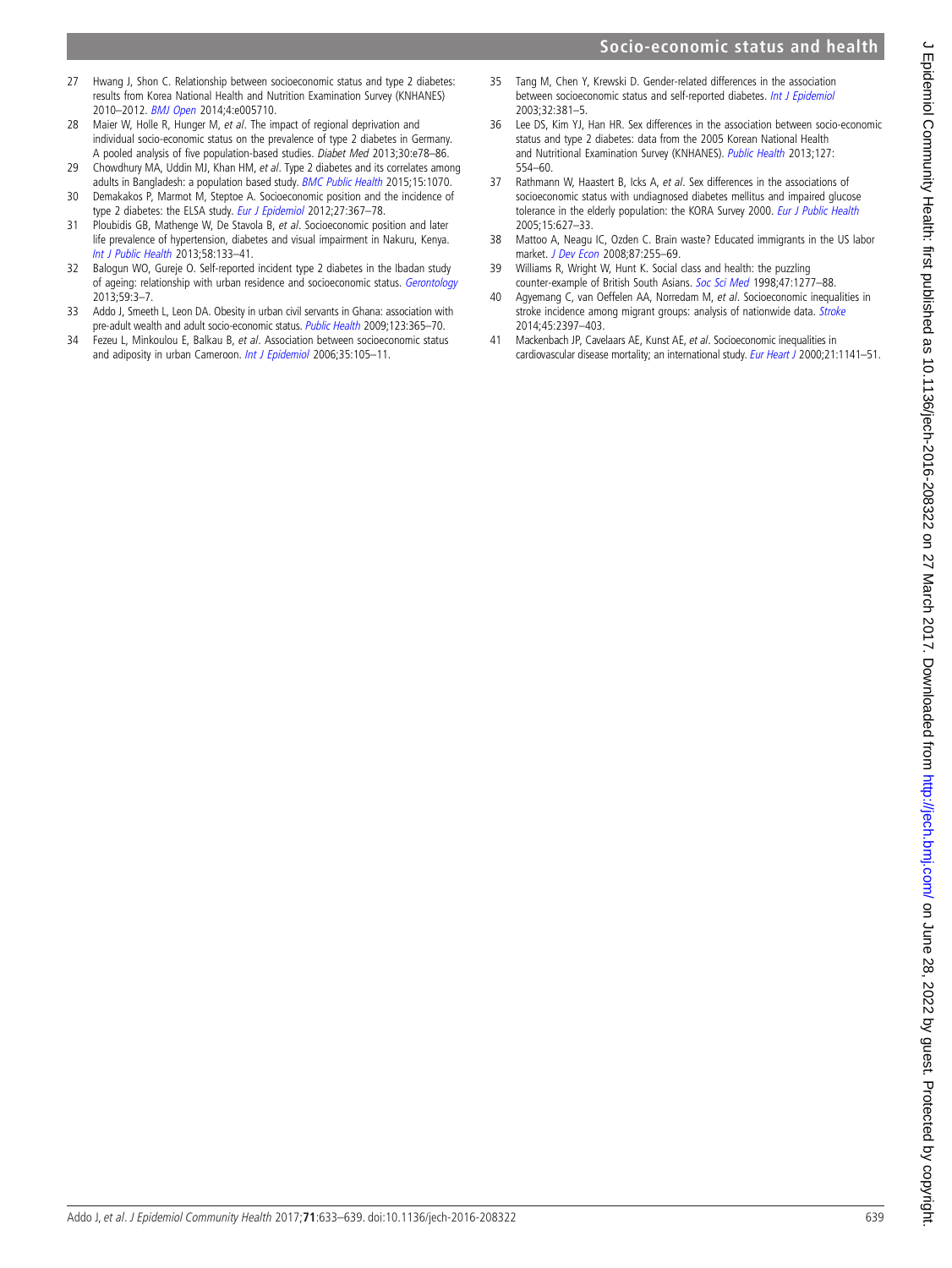27 Hwang J, Shon C. Relationship between socioeconomic status and type 2 diabetes: results from Korea National Health and Nutrition Examination Survey (KNHANES) 2010–2012. *BMJ Open* 2014;4:e005710.

28 Maier W, Holle R, Hunger M, *et al*. The impact of regional deprivation and individual socio-economic status on the prevalence of type 2 diabetes in Germany. A pooled analysis of five population-based studies. *Diabet Med* 2013;30:e78–86.

29 Chowdhury MA, Uddin MJ, Khan HM, *et al*. Type 2 diabetes and its correlates among adults in Bangladesh: a population based study. *BMC Public Health* 2015;15:1070.

30 Demakakos P, Marmot M, Steptoe A. Socioeconomic position and the incidence of type 2 diabetes: the ELSA study. *Eur J Epidemiol* 2012;27:367–78.

31 Ploubidis GB, Mathenge W, De Stavola B, *et al*. Socioeconomic position and later life prevalence of hypertension, diabetes and visual impairment in Nakuru, Kenya. *Int J Public Health* 2013;58:133–41.

32 Balogun WO, Gureje O. Self-reported incident type 2 diabetes in the Ibadan study of ageing: relationship with urban residence and socioeconomic status. *Gerontology* 2013;59:3–7.

33 Addo J, Smeeth L, Leon DA. Obesity in urban civil servants in Ghana: association with pre-adult wealth and adult socio-economic status. *Public Health* 2009;123:365–70.

34 Fezeu L, Minkoulou E, Balkau B, *et al*. Association between socioeconomic status and adiposity in urban Cameroon. *Int J Epidemiol* 2006;35:105–11.

35 Tang M, Chen Y, Krewski D. Gender-related differences in the association between socioeconomic status and self-reported diabetes. *Int J Epidemiol* 2003;32:381–5.

36 Lee DS, Kim YJ, Han HR. Sex differences in the association between socio-economic status and type 2 diabetes: data from the 2005 Korean National Health and Nutritional Examination Survey (KNHANES). *Public Health* 2013;127:554–60.

37 Rathmann W, Haastert B, Icks A, *et al*. Sex differences in the associations of socioeconomic status with undiagnosed diabetes mellitus and impaired glucose tolerance in the elderly population: the KORA Survey 2000. *Eur J Public Health* 2005;15:627–33.

38 Mattoo A, Neagu IC, Ozden C. Brain waste? Educated immigrants in the US labor market. *J Dev Econ* 2008;87:255–69.

39 Williams R, Wright W, Hunt K. Social class and health: the puzzling counter-example of British South Asians. *Soc Sci Med* 1998;47:1277–88.

40 Agyemang C, van Oeffelen AA, Norredam M, *et al*. Socioeconomic inequalities in stroke incidence among migrant groups: analysis of nationwide data. *Stroke* 2014;45:2397–403.

41 Mackenbach JP, Cavelaars AE, Kunst AE, *et al*. Socioeconomic inequalities in cardiovascular disease mortality; an international study. *Eur Heart J* 2000;21:1141–51.